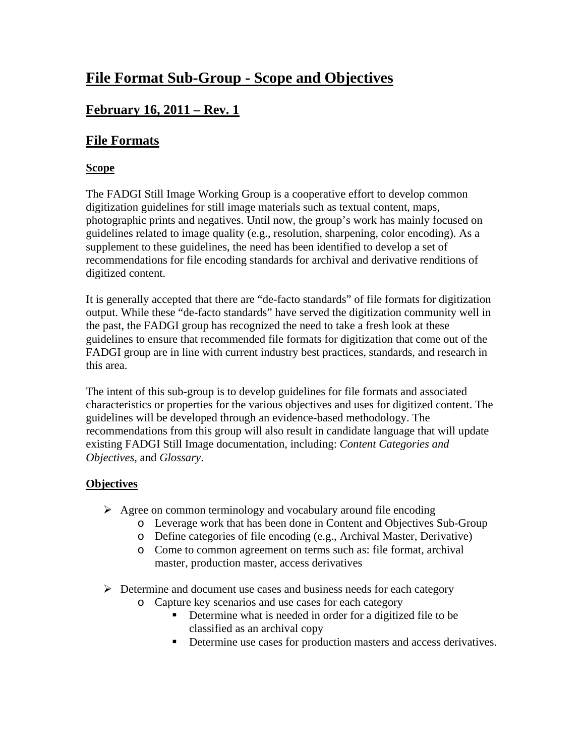# File Format Sub-Group - Scope and Objectives

## February 16, 2011 – Rev. 1

## File Formats

### Scope

The FADGI Still Image Working Group is a cooperative effort to develop common digitization guidelines for still image materials such as textual content, maps, photographic prints and negatives. Until now, the group's work has mainly focused on guidelines related to image quality (e.g., resolution, sharpening, color encoding). As a supplement to these guidelines, the need has been identified to develop a set of recommendations for file encoding standards for archival and derivative renditions of digitized content.

It is generally accepted that there are "de-facto standards" of file formats for digitization output. While these "de-facto standards" have served the digitization community well in the past, the FADGI group has recognized the need to take a fresh look at these guidelines to ensure that recommended file formats for digitization that come out of the FADGI group are in line with current industry best practices, standards, and research in this area.

The intent of this sub-group is to develop guidelines for file formats and associated characteristics or properties for the various objectives and uses for digitized content. The guidelines will be developed through an evidence-based methodology. The recommendations from this group will also result in candidate language that will update existing FADGI Still Image documentation, including: *Content Categories and Objectives*, and *Glossary*.

### Objectives

- Agree on common terminology and vocabulary around file encoding
  - Leverage work that has been done in Content and Objectives Sub-Group
  - Define categories of file encoding (e.g., Archival Master, Derivative)
  - Come to common agreement on terms such as: file format, archival master, production master, access derivatives

- Determine and document use cases and business needs for each category
  - Capture key scenarios and use cases for each category
    - Determine what is needed in order for a digitized file to be classified as an archival copy
    - Determine use cases for production masters and access derivatives.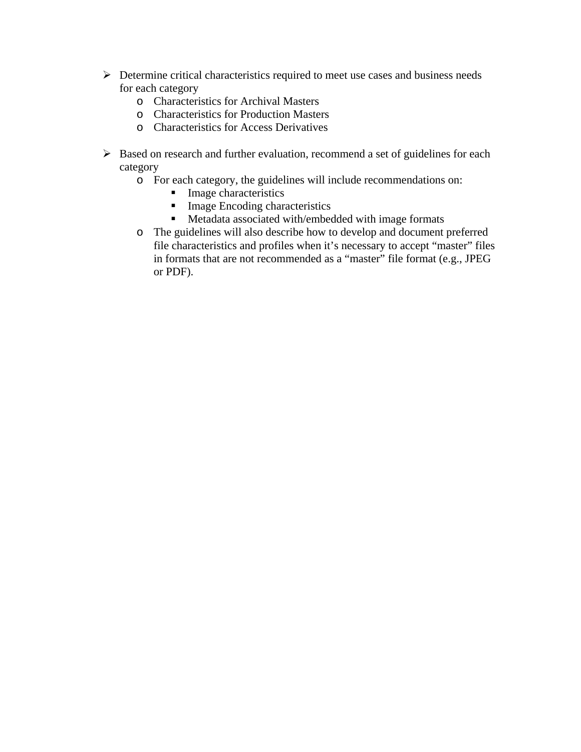- Determine critical characteristics required to meet use cases and business needs for each category
  - Characteristics for Archival Masters
  - Characteristics for Production Masters
  - Characteristics for Access Derivatives

- Based on research and further evaluation, recommend a set of guidelines for each category
  - For each category, the guidelines will include recommendations on:
    - Image characteristics
    - Image Encoding characteristics
    - Metadata associated with/embedded with image formats
  - The guidelines will also describe how to develop and document preferred file characteristics and profiles when it's necessary to accept "master" files in formats that are not recommended as a "master" file format (e.g., JPEG or PDF).